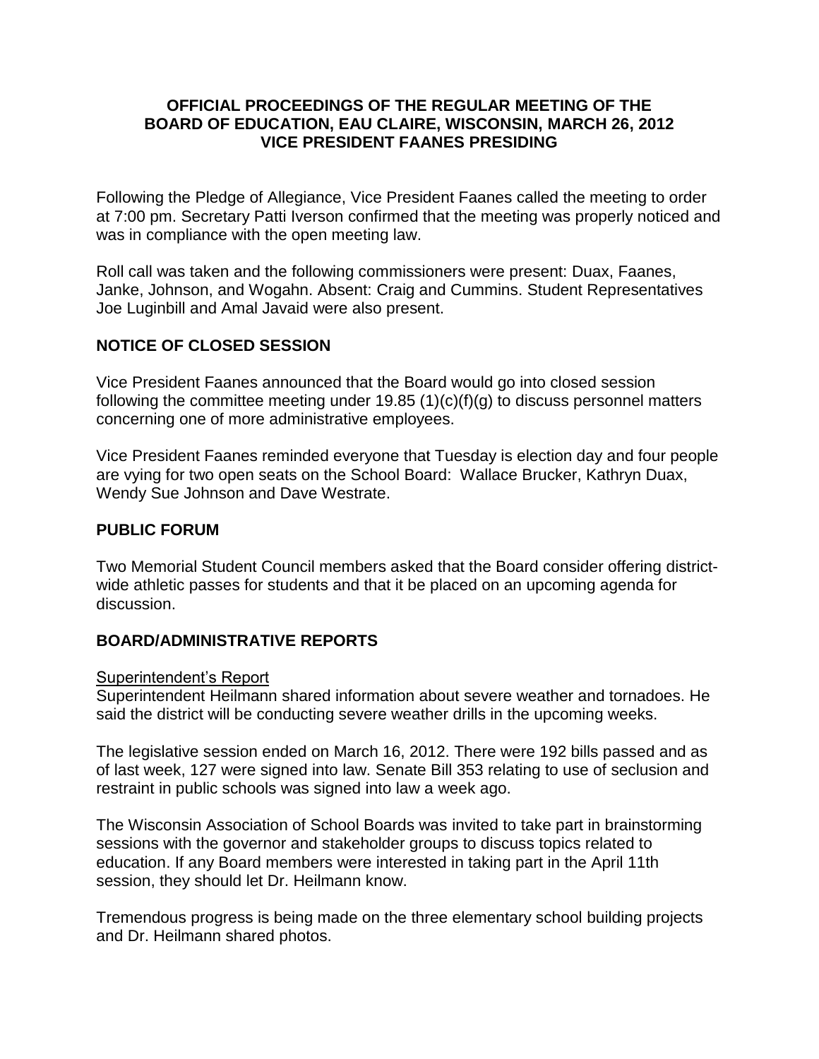# OFFICIAL PROCEEDINGS OF THE REGULAR MEETING OF THE BOARD OF EDUCATION, EAU CLAIRE, WISCONSIN, MARCH 26, 2012 VICE PRESIDENT FAANES PRESIDING

Following the Pledge of Allegiance, Vice President Faanes called the meeting to order at 7:00 pm. Secretary Patti Iverson confirmed that the meeting was properly noticed and was in compliance with the open meeting law.

Roll call was taken and the following commissioners were present: Duax, Faanes, Janke, Johnson, and Wogahn. Absent: Craig and Cummins. Student Representatives Joe Luginbill and Amal Javaid were also present.

## NOTICE OF CLOSED SESSION

Vice President Faanes announced that the Board would go into closed session following the committee meeting under 19.85 (1)(c)(f)(g) to discuss personnel matters concerning one of more administrative employees.

Vice President Faanes reminded everyone that Tuesday is election day and four people are vying for two open seats on the School Board: Wallace Brucker, Kathryn Duax, Wendy Sue Johnson and Dave Westrate.

## PUBLIC FORUM

Two Memorial Student Council members asked that the Board consider offering district-wide athletic passes for students and that it be placed on an upcoming agenda for discussion.

## BOARD/ADMINISTRATIVE REPORTS

### Superintendent's Report

Superintendent Heilmann shared information about severe weather and tornadoes. He said the district will be conducting severe weather drills in the upcoming weeks.

The legislative session ended on March 16, 2012. There were 192 bills passed and as of last week, 127 were signed into law. Senate Bill 353 relating to use of seclusion and restraint in public schools was signed into law a week ago.

The Wisconsin Association of School Boards was invited to take part in brainstorming sessions with the governor and stakeholder groups to discuss topics related to education. If any Board members were interested in taking part in the April 11th session, they should let Dr. Heilmann know.

Tremendous progress is being made on the three elementary school building projects and Dr. Heilmann shared photos.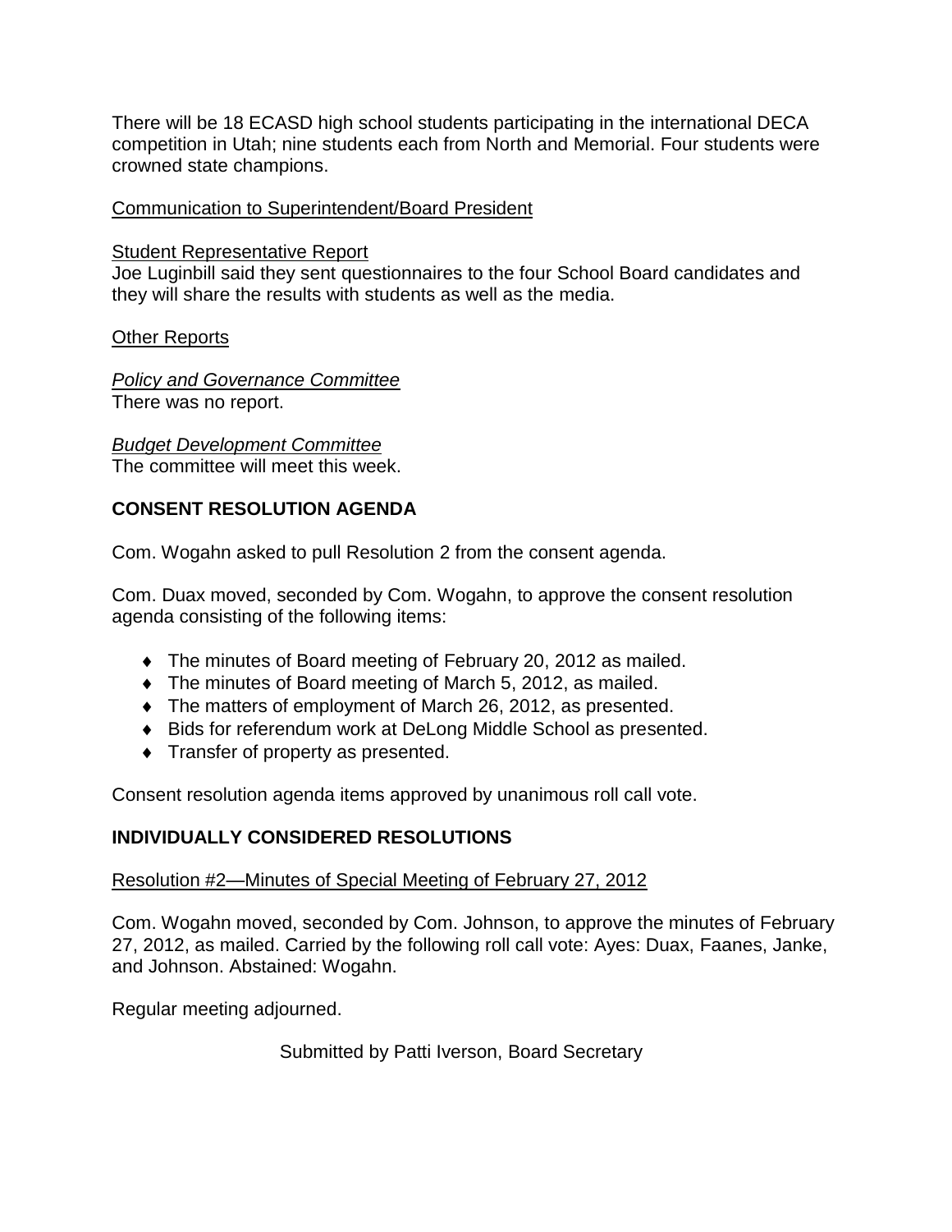There will be 18 ECASD high school students participating in the international DECA competition in Utah; nine students each from North and Memorial. Four students were crowned state champions.

Communication to Superintendent/Board President

Student Representative Report
Joe Luginbill said they sent questionnaires to the four School Board candidates and they will share the results with students as well as the media.

Other Reports

*Policy and Governance Committee*
There was no report.

*Budget Development Committee*
The committee will meet this week.

**CONSENT RESOLUTION AGENDA**

Com. Wogahn asked to pull Resolution 2 from the consent agenda.

Com. Duax moved, seconded by Com. Wogahn, to approve the consent resolution agenda consisting of the following items:

- The minutes of Board meeting of February 20, 2012 as mailed.
- The minutes of Board meeting of March 5, 2012, as mailed.
- The matters of employment of March 26, 2012, as presented.
- Bids for referendum work at DeLong Middle School as presented.
- Transfer of property as presented.

Consent resolution agenda items approved by unanimous roll call vote.

**INDIVIDUALLY CONSIDERED RESOLUTIONS**

Resolution #2—Minutes of Special Meeting of February 27, 2012

Com. Wogahn moved, seconded by Com. Johnson, to approve the minutes of February 27, 2012, as mailed. Carried by the following roll call vote: Ayes: Duax, Faanes, Janke, and Johnson. Abstained: Wogahn.

Regular meeting adjourned.

Submitted by Patti Iverson, Board Secretary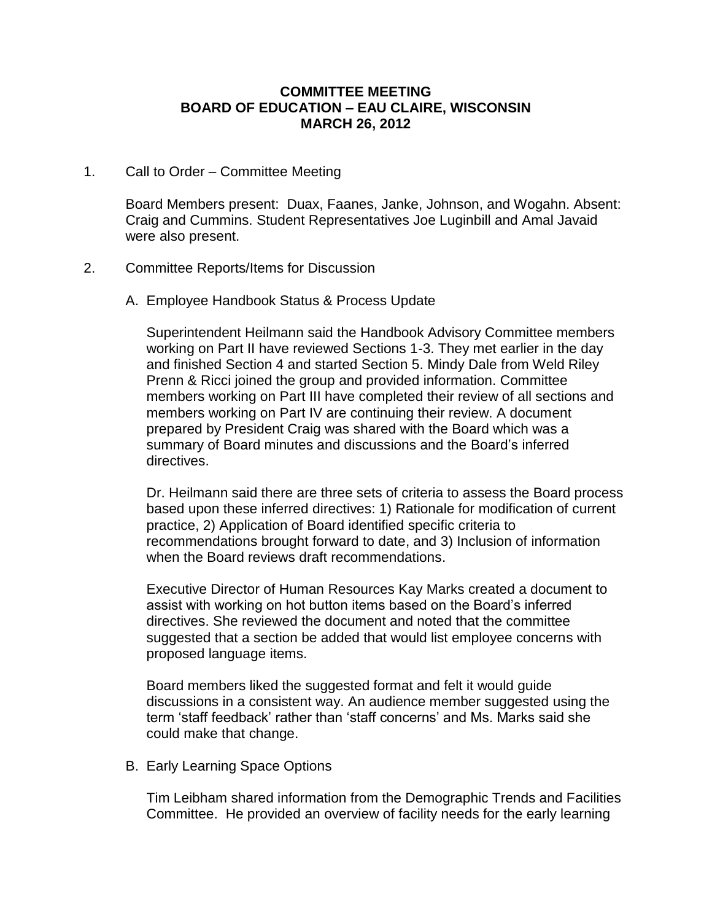**COMMITTEE MEETING**
**BOARD OF EDUCATION – EAU CLAIRE, WISCONSIN**
**MARCH 26, 2012**

1. Call to Order – Committee Meeting

   Board Members present: Duax, Faanes, Janke, Johnson, and Wogahn. Absent: Craig and Cummins. Student Representatives Joe Luginbill and Amal Javaid were also present.

2. Committee Reports/Items for Discussion

   A. Employee Handbook Status & Process Update

      Superintendent Heilmann said the Handbook Advisory Committee members working on Part II have reviewed Sections 1-3. They met earlier in the day and finished Section 4 and started Section 5. Mindy Dale from Weld Riley Prenn & Ricci joined the group and provided information. Committee members working on Part III have completed their review of all sections and members working on Part IV are continuing their review. A document prepared by President Craig was shared with the Board which was a summary of Board minutes and discussions and the Board's inferred directives.

      Dr. Heilmann said there are three sets of criteria to assess the Board process based upon these inferred directives: 1) Rationale for modification of current practice, 2) Application of Board identified specific criteria to recommendations brought forward to date, and 3) Inclusion of information when the Board reviews draft recommendations.

      Executive Director of Human Resources Kay Marks created a document to assist with working on hot button items based on the Board's inferred directives. She reviewed the document and noted that the committee suggested that a section be added that would list employee concerns with proposed language items.

      Board members liked the suggested format and felt it would guide discussions in a consistent way. An audience member suggested using the term 'staff feedback' rather than 'staff concerns' and Ms. Marks said she could make that change.

   B. Early Learning Space Options

      Tim Leibham shared information from the Demographic Trends and Facilities Committee. He provided an overview of facility needs for the early learning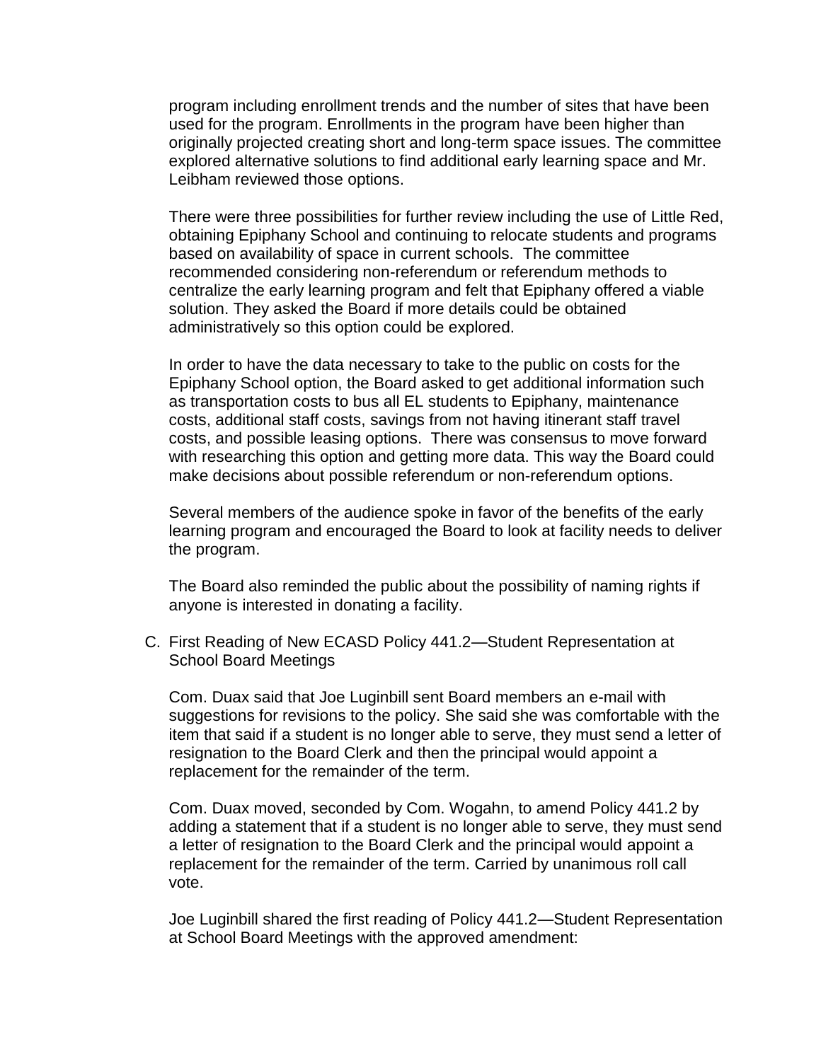program including enrollment trends and the number of sites that have been used for the program. Enrollments in the program have been higher than originally projected creating short and long-term space issues. The committee explored alternative solutions to find additional early learning space and Mr. Leibham reviewed those options.

There were three possibilities for further review including the use of Little Red, obtaining Epiphany School and continuing to relocate students and programs based on availability of space in current schools. The committee recommended considering non-referendum or referendum methods to centralize the early learning program and felt that Epiphany offered a viable solution. They asked the Board if more details could be obtained administratively so this option could be explored.

In order to have the data necessary to take to the public on costs for the Epiphany School option, the Board asked to get additional information such as transportation costs to bus all EL students to Epiphany, maintenance costs, additional staff costs, savings from not having itinerant staff travel costs, and possible leasing options. There was consensus to move forward with researching this option and getting more data. This way the Board could make decisions about possible referendum or non-referendum options.

Several members of the audience spoke in favor of the benefits of the early learning program and encouraged the Board to look at facility needs to deliver the program.

The Board also reminded the public about the possibility of naming rights if anyone is interested in donating a facility.

C. First Reading of New ECASD Policy 441.2—Student Representation at School Board Meetings

Com. Duax said that Joe Luginbill sent Board members an e-mail with suggestions for revisions to the policy. She said she was comfortable with the item that said if a student is no longer able to serve, they must send a letter of resignation to the Board Clerk and then the principal would appoint a replacement for the remainder of the term.

Com. Duax moved, seconded by Com. Wogahn, to amend Policy 441.2 by adding a statement that if a student is no longer able to serve, they must send a letter of resignation to the Board Clerk and the principal would appoint a replacement for the remainder of the term. Carried by unanimous roll call vote.

Joe Luginbill shared the first reading of Policy 441.2—Student Representation at School Board Meetings with the approved amendment: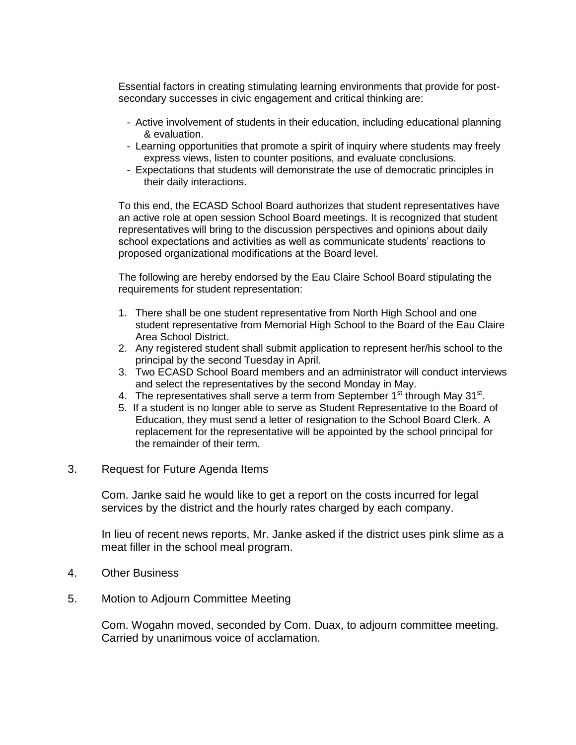Essential factors in creating stimulating learning environments that provide for post-secondary successes in civic engagement and critical thinking are:

- Active involvement of students in their education, including educational planning & evaluation.
- Learning opportunities that promote a spirit of inquiry where students may freely express views, listen to counter positions, and evaluate conclusions.
- Expectations that students will demonstrate the use of democratic principles in their daily interactions.

To this end, the ECASD School Board authorizes that student representatives have an active role at open session School Board meetings. It is recognized that student representatives will bring to the discussion perspectives and opinions about daily school expectations and activities as well as communicate students' reactions to proposed organizational modifications at the Board level.

The following are hereby endorsed by the Eau Claire School Board stipulating the requirements for student representation:

1. There shall be one student representative from North High School and one student representative from Memorial High School to the Board of the Eau Claire Area School District.
2. Any registered student shall submit application to represent her/his school to the principal by the second Tuesday in April.
3. Two ECASD School Board members and an administrator will conduct interviews and select the representatives by the second Monday in May.
4. The representatives shall serve a term from September 1st through May 31st.
5. If a student is no longer able to serve as Student Representative to the Board of Education, they must send a letter of resignation to the School Board Clerk. A replacement for the representative will be appointed by the school principal for the remainder of their term.

3. Request for Future Agenda Items

Com. Janke said he would like to get a report on the costs incurred for legal services by the district and the hourly rates charged by each company.

In lieu of recent news reports, Mr. Janke asked if the district uses pink slime as a meat filler in the school meal program.

4. Other Business

5. Motion to Adjourn Committee Meeting

Com. Wogahn moved, seconded by Com. Duax, to adjourn committee meeting. Carried by unanimous voice of acclamation.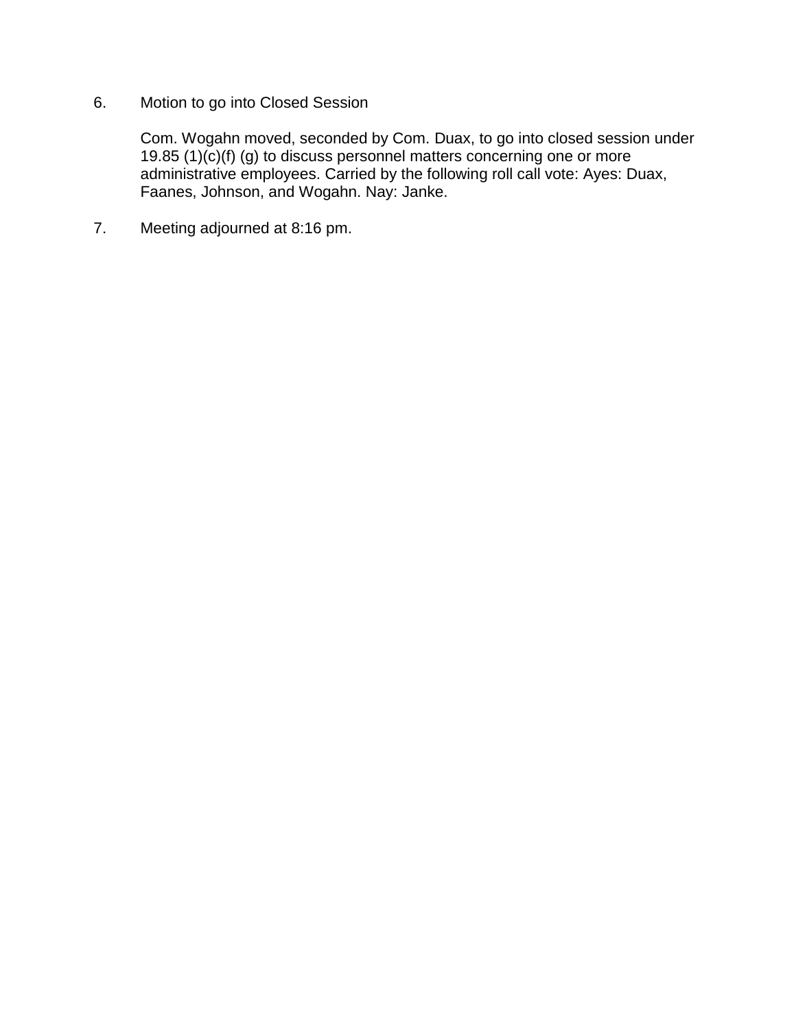6. Motion to go into Closed Session

   Com. Wogahn moved, seconded by Com. Duax, to go into closed session under 19.85 (1)(c)(f) (g) to discuss personnel matters concerning one or more administrative employees. Carried by the following roll call vote: Ayes: Duax, Faanes, Johnson, and Wogahn. Nay: Janke.

7. Meeting adjourned at 8:16 pm.